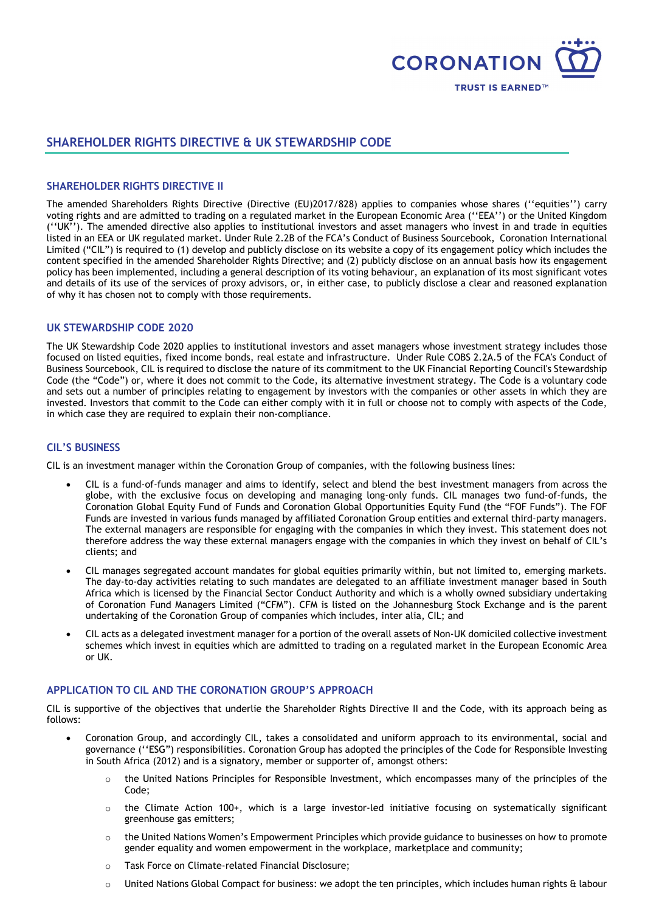CORONATION

TRUST IS EARNED™

# SHAREHOLDER RIGHTS DIRECTIVE & UK STEWARDSHIP CODE

## SHAREHOLDER RIGHTS DIRECTIVE II

The amended Shareholders Rights Directive (Directive (EU)2017/828) applies to companies whose shares (''equities'') carry voting rights and are admitted to trading on a regulated market in the European Economic Area (''EEA'') or the United Kingdom (''UK''). The amended directive also applies to institutional investors and asset managers who invest in and trade in equities listed in an EEA or UK regulated market. Under Rule 2.2B of the FCA's Conduct of Business Sourcebook, Coronation International Limited ("CIL") is required to (1) develop and publicly disclose on its website a copy of its engagement policy which includes the content specified in the amended Shareholder Rights Directive; and (2) publicly disclose on an annual basis how its engagement policy has been implemented, including a general description of its voting behaviour, an explanation of its most significant votes and details of its use of the services of proxy advisors, or, in either case, to publicly disclose a clear and reasoned explanation of why it has chosen not to comply with those requirements.

## UK STEWARDSHIP CODE 2020

The UK Stewardship Code 2020 applies to institutional investors and asset managers whose investment strategy includes those focused on listed equities, fixed income bonds, real estate and infrastructure. Under Rule COBS 2.2A.5 of the FCA's Conduct of Business Sourcebook, CIL is required to disclose the nature of its commitment to the UK Financial Reporting Council's Stewardship Code (the "Code") or, where it does not commit to the Code, its alternative investment strategy. The Code is a voluntary code and sets out a number of principles relating to engagement by investors with the companies or other assets in which they are invested. Investors that commit to the Code can either comply with it in full or choose not to comply with aspects of the Code, in which case they are required to explain their non-compliance.

## CIL'S BUSINESS

CIL is an investment manager within the Coronation Group of companies, with the following business lines:

- CIL is a fund-of-funds manager and aims to identify, select and blend the best investment managers from across the globe, with the exclusive focus on developing and managing long-only funds. CIL manages two fund-of-funds, the Coronation Global Equity Fund of Funds and Coronation Global Opportunities Equity Fund (the "FOF Funds"). The FOF Funds are invested in various funds managed by affiliated Coronation Group entities and external third-party managers. The external managers are responsible for engaging with the companies in which they invest. This statement does not therefore address the way these external managers engage with the companies in which they invest on behalf of CIL's clients; and
- CIL manages segregated account mandates for global equities primarily within, but not limited to, emerging markets. The day-to-day activities relating to such mandates are delegated to an affiliate investment manager based in South Africa which is licensed by the Financial Sector Conduct Authority and which is a wholly owned subsidiary undertaking of Coronation Fund Managers Limited ("CFM"). CFM is listed on the Johannesburg Stock Exchange and is the parent undertaking of the Coronation Group of companies which includes, inter alia, CIL; and
- CIL acts as a delegated investment manager for a portion of the overall assets of Non-UK domiciled collective investment schemes which invest in equities which are admitted to trading on a regulated market in the European Economic Area or UK.

## APPLICATION TO CIL AND THE CORONATION GROUP'S APPROACH

CIL is supportive of the objectives that underlie the Shareholder Rights Directive II and the Code, with its approach being as follows:

- Coronation Group, and accordingly CIL, takes a consolidated and uniform approach to its environmental, social and governance (''ESG") responsibilities. Coronation Group has adopted the principles of the Code for Responsible Investing in South Africa (2012) and is a signatory, member or supporter of, amongst others:
  - the United Nations Principles for Responsible Investment, which encompasses many of the principles of the Code;
  - the Climate Action 100+, which is a large investor-led initiative focusing on systematically significant greenhouse gas emitters;
  - the United Nations Women's Empowerment Principles which provide guidance to businesses on how to promote gender equality and women empowerment in the workplace, marketplace and community;
  - Task Force on Climate-related Financial Disclosure;
  - United Nations Global Compact for business: we adopt the ten principles, which includes human rights & labour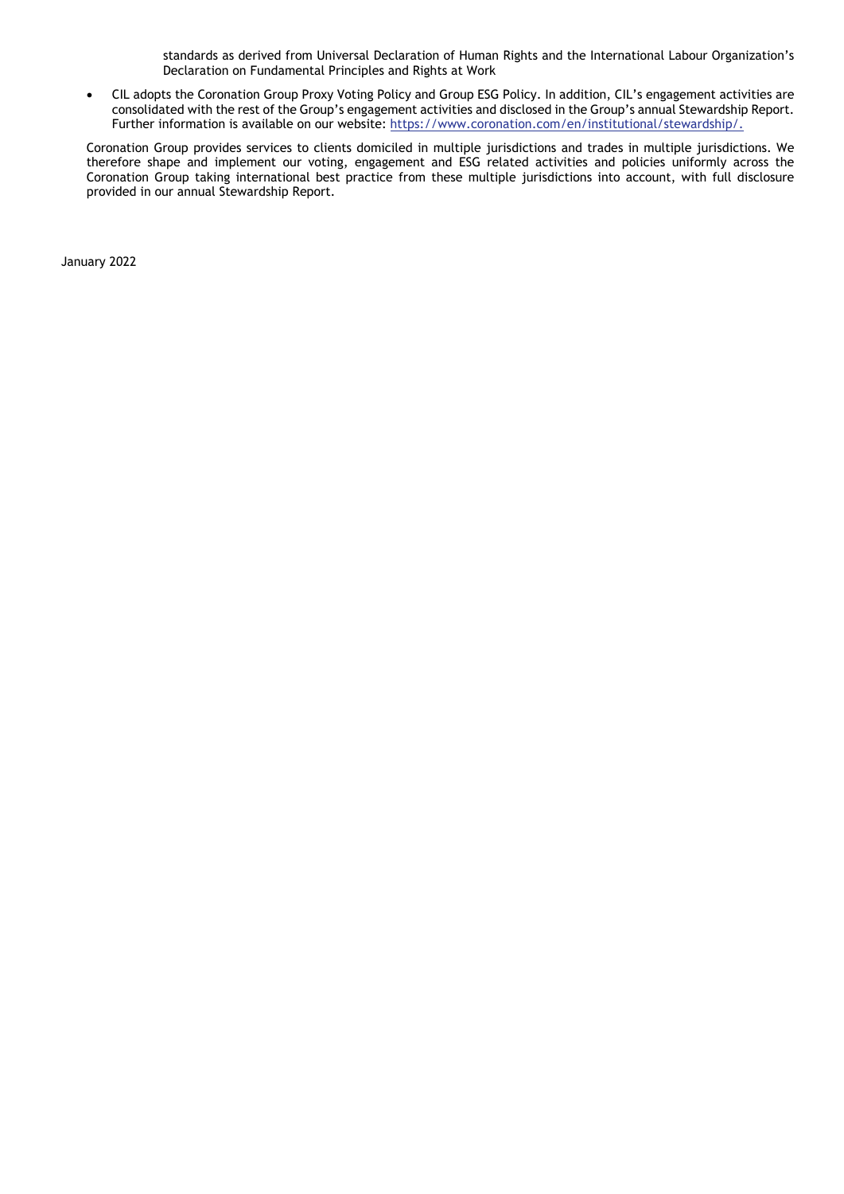standards as derived from Universal Declaration of Human Rights and the International Labour Organization's Declaration on Fundamental Principles and Rights at Work

- CIL adopts the Coronation Group Proxy Voting Policy and Group ESG Policy. In addition, CIL's engagement activities are consolidated with the rest of the Group's engagement activities and disclosed in the Group's annual Stewardship Report. Further information is available on our website: https://www.coronation.com/en/institutional/stewardship/.

Coronation Group provides services to clients domiciled in multiple jurisdictions and trades in multiple jurisdictions. We therefore shape and implement our voting, engagement and ESG related activities and policies uniformly across the Coronation Group taking international best practice from these multiple jurisdictions into account, with full disclosure provided in our annual Stewardship Report.

January 2022